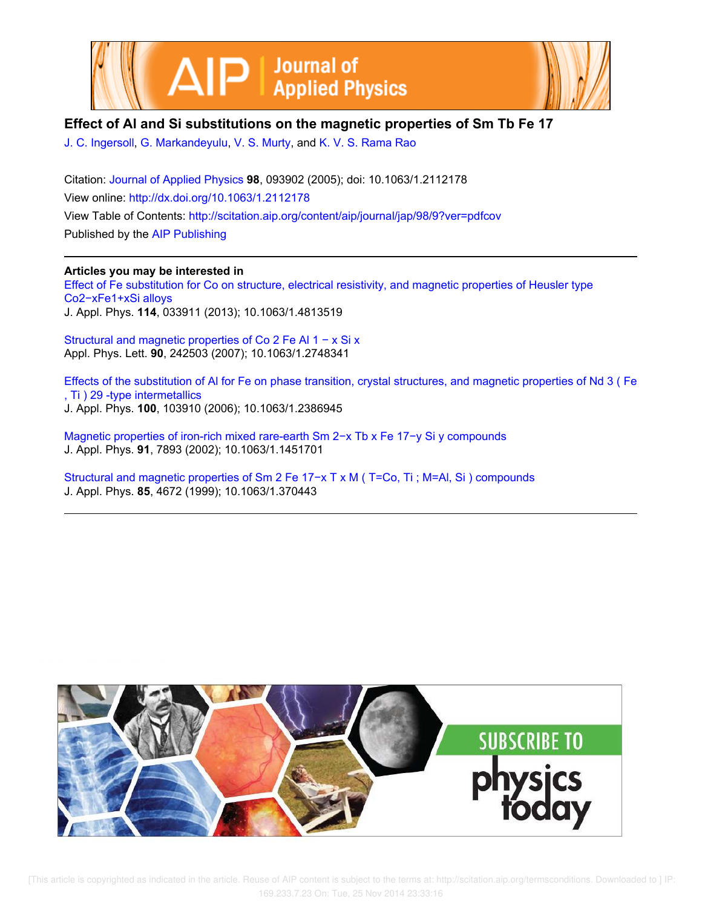# Effect of Al and Si substitutions on the magnetic properties of Sm Tb Fe 17

J. C. Ingersoll, G. Markandeyulu, V. S. Murty, and K. V. S. Rama Rao

Citation: Journal of Applied Physics **98**, 093902 (2005); doi: 10.1063/1.2112178

View online: http://dx.doi.org/10.1063/1.2112178

View Table of Contents: http://scitation.aip.org/content/aip/journal/jap/98/9?ver=pdfcov

Published by the AIP Publishing

**Articles you may be interested in**

Effect of Fe substitution for Co on structure, electrical resistivity, and magnetic properties of Heusler type Co2−xFe1+xSi alloys
J. Appl. Phys. **114**, 033911 (2013); 10.1063/1.4813519

Structural and magnetic properties of Co 2 Fe Al 1 − x Si x
Appl. Phys. Lett. **90**, 242503 (2007); 10.1063/1.2748341

Effects of the substitution of Al for Fe on phase transition, crystal structures, and magnetic properties of Nd 3 ( Fe , Ti ) 29 -type intermetallics
J. Appl. Phys. **100**, 103910 (2006); 10.1063/1.2386945

Magnetic properties of iron-rich mixed rare-earth Sm 2−x Tb x Fe 17−y Si y compounds
J. Appl. Phys. **91**, 7893 (2002); 10.1063/1.1451701

Structural and magnetic properties of Sm 2 Fe 17−x T x M ( T=Co, Ti ; M=Al, Si ) compounds
J. Appl. Phys. **85**, 4672 (1999); 10.1063/1.370443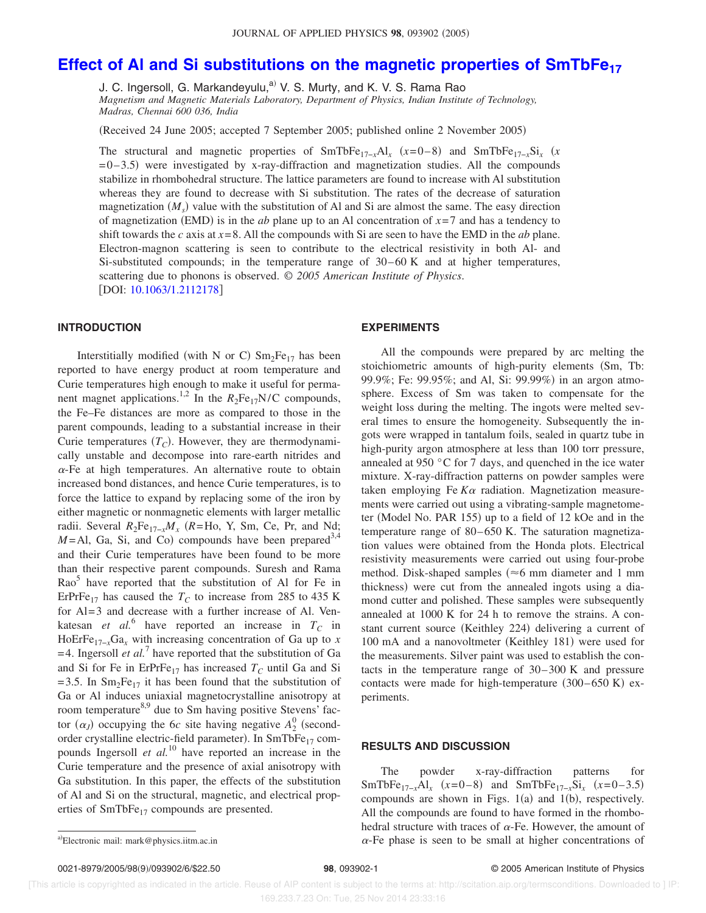# Effect of Al and Si substitutions on the magnetic properties of $SmTbFe_{17}$

J. C. Ingersoll, G. Markandeyulu,[a] V. S. Murty, and K. V. S. Rama Rao

*Magnetism and Magnetic Materials Laboratory, Department of Physics, Indian Institute of Technology, Madras, Chennai 600 036, India*

(Received 24 June 2005; accepted 7 September 2005; published online 2 November 2005)

The structural and magnetic properties of $SmTbFe_{17-x}Al_x$ ($x$=0–8) and $SmTbFe_{17-x}Si_x$ ($x$=0–3.5) were investigated by x-ray-diffraction and magnetization studies. All the compounds stabilize in rhombohedral structure. The lattice parameters are found to increase with Al substitution whereas they are found to decrease with Si substitution. The rates of the decrease of saturation magnetization ($M_s$) value with the substitution of Al and Si are almost the same. The easy direction of magnetization (EMD) is in the *ab* plane up to an Al concentration of $x$=7 and has a tendency to shift towards the *c* axis at $x$=8. All the compounds with Si are seen to have the EMD in the *ab* plane. Electron-magnon scattering is seen to contribute to the electrical resistivity in both Al- and Si-substituted compounds; in the temperature range of 30–60 K and at higher temperatures, scattering due to phonons is observed. *© 2005 American Institute of Physics.* [DOI: 10.1063/1.2112178]

## INTRODUCTION

Interstitially modified (with N or C) $Sm_2Fe_{17}$ has been reported to have energy product at room temperature and Curie temperatures high enough to make it useful for permanent magnet applications.[1,2] In the $R_2Fe_{17}N/C$ compounds, the Fe–Fe distances are more as compared to those in the parent compounds, leading to a substantial increase in their Curie temperatures ($T_C$). However, they are thermodynamically unstable and decompose into rare-earth nitrides and $\alpha$-Fe at high temperatures. An alternative route to obtain increased bond distances, and hence Curie temperatures, is to force the lattice to expand by replacing some of the iron by either magnetic or nonmagnetic elements with larger metallic radii. Several $R_2Fe_{17-x}M_x$ ($R$=Ho, Y, Sm, Ce, Pr, and Nd; $M$=Al, Ga, Si, and Co) compounds have been prepared[3,4] and their Curie temperatures have been found to be more than their respective parent compounds. Suresh and Rama Rao[5] have reported that the substitution of Al for Fe in $ErPrFe_{17}$ has caused the $T_C$ to increase from 285 to 435 K for Al=3 and decrease with a further increase of Al. Venkatesan *et al.*[6] have reported an increase in $T_C$ in $HoErFe_{17-x}Ga_x$ with increasing concentration of Ga up to $x$=4. Ingersoll *et al.*[7] have reported that the substitution of Ga and Si for Fe in $ErPrFe_{17}$ has increased $T_C$ until Ga and Si =3.5. In $Sm_2Fe_{17}$ it has been found that the substitution of Ga or Al induces uniaxial magnetocrystalline anisotropy at room temperature[8,9] due to Sm having positive Stevens' factor ($\alpha_J$) occupying the 6*c* site having negative $A_2^0$ (second-order crystalline electric-field parameter). In $SmTbFe_{17}$ compounds Ingersoll *et al.*[10] have reported an increase in the Curie temperature and the presence of axial anisotropy with Ga substitution. In this paper, the effects of the substitution of Al and Si on the structural, magnetic, and electrical properties of $SmTbFe_{17}$ compounds are presented.

## EXPERIMENTS

All the compounds were prepared by arc melting the stoichiometric amounts of high-purity elements (Sm, Tb: 99.9%; Fe: 99.95%; and Al, Si: 99.99%) in an argon atmosphere. Excess of Sm was taken to compensate for the weight loss during the melting. The ingots were melted several times to ensure the homogeneity. Subsequently the ingots were wrapped in tantalum foils, sealed in quartz tube in high-purity argon atmosphere at less than 100 torr pressure, annealed at 950 °C for 7 days, and quenched in the ice water mixture. X-ray-diffraction patterns on powder samples were taken employing Fe $K\alpha$ radiation. Magnetization measurements were carried out using a vibrating-sample magnetometer (Model No. PAR 155) up to a field of 12 kOe and in the temperature range of 80–650 K. The saturation magnetization values were obtained from the Honda plots. Electrical resistivity measurements were carried out using four-probe method. Disk-shaped samples (≈6 mm diameter and 1 mm thickness) were cut from the annealed ingots using a diamond cutter and polished. These samples were subsequently annealed at 1000 K for 24 h to remove the strains. A constant current source (Keithley 224) delivering a current of 100 mA and a nanovoltmeter (Keithley 181) were used for the measurements. Silver paint was used to establish the contacts in the temperature range of 30–300 K and pressure contacts were made for high-temperature (300–650 K) experiments.

## RESULTS AND DISCUSSION

The powder x-ray-diffraction patterns for $SmTbFe_{17-x}Al_x$ ($x$=0–8) and $SmTbFe_{17-x}Si_x$ ($x$=0–3.5) compounds are shown in Figs. 1(a) and 1(b), respectively. All the compounds are found to have formed in the rhombohedral structure with traces of $\alpha$-Fe. However, the amount of $\alpha$-Fe phase is seen to be small at higher concentrations of

[a]Electronic mail: mark@physics.iitm.ac.in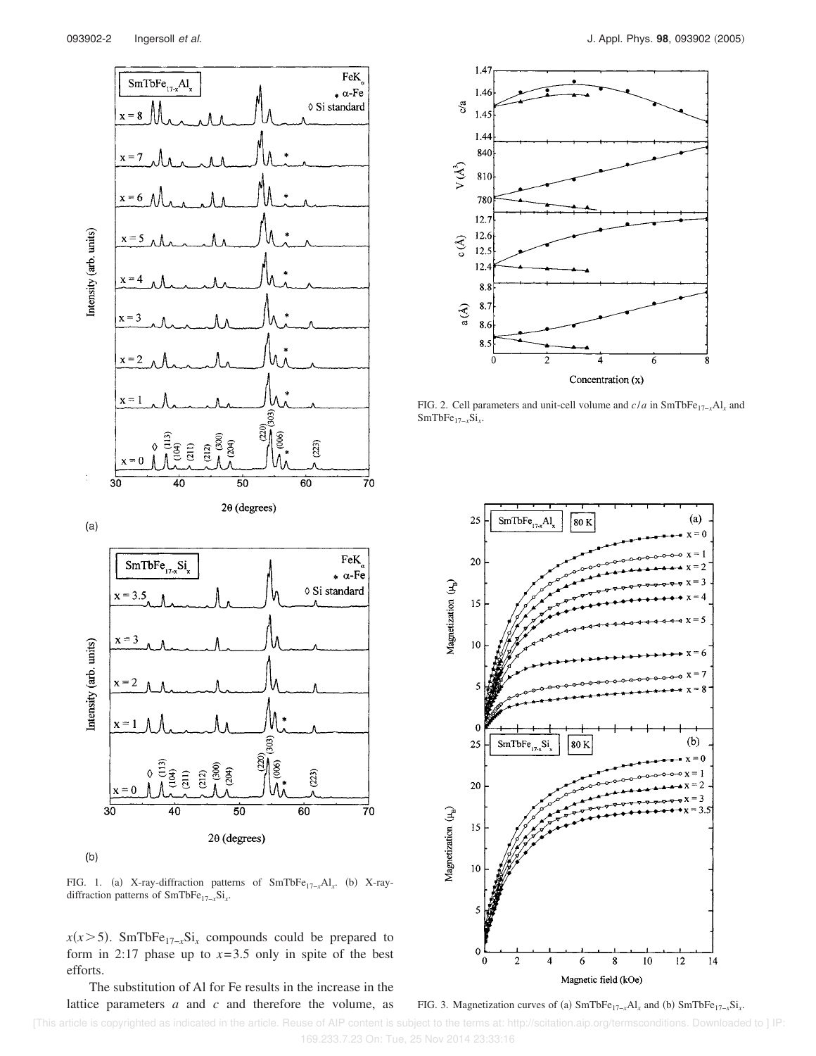FIG. 1. (a) X-ray-diffraction patterns of $SmTbFe_{17-x}Al_x$. (b) X-ray-diffraction patterns of $SmTbFe_{17-x}Si_x$.

FIG. 2. Cell parameters and unit-cell volume and $c/a$ in $SmTbFe_{17-x}Al_x$ and $SmTbFe_{17-x}Si_x$.

FIG. 3. Magnetization curves of (a) $SmTbFe_{17-x}Al_x$ and (b) $SmTbFe_{17-x}Si_x$.

$x(x>5)$. $SmTbFe_{17-x}Si_x$ compounds could be prepared to form in 2:17 phase up to $x=3.5$ only in spite of the best efforts.

The substitution of Al for Fe results in the increase in the lattice parameters $a$ and $c$ and therefore the volume, as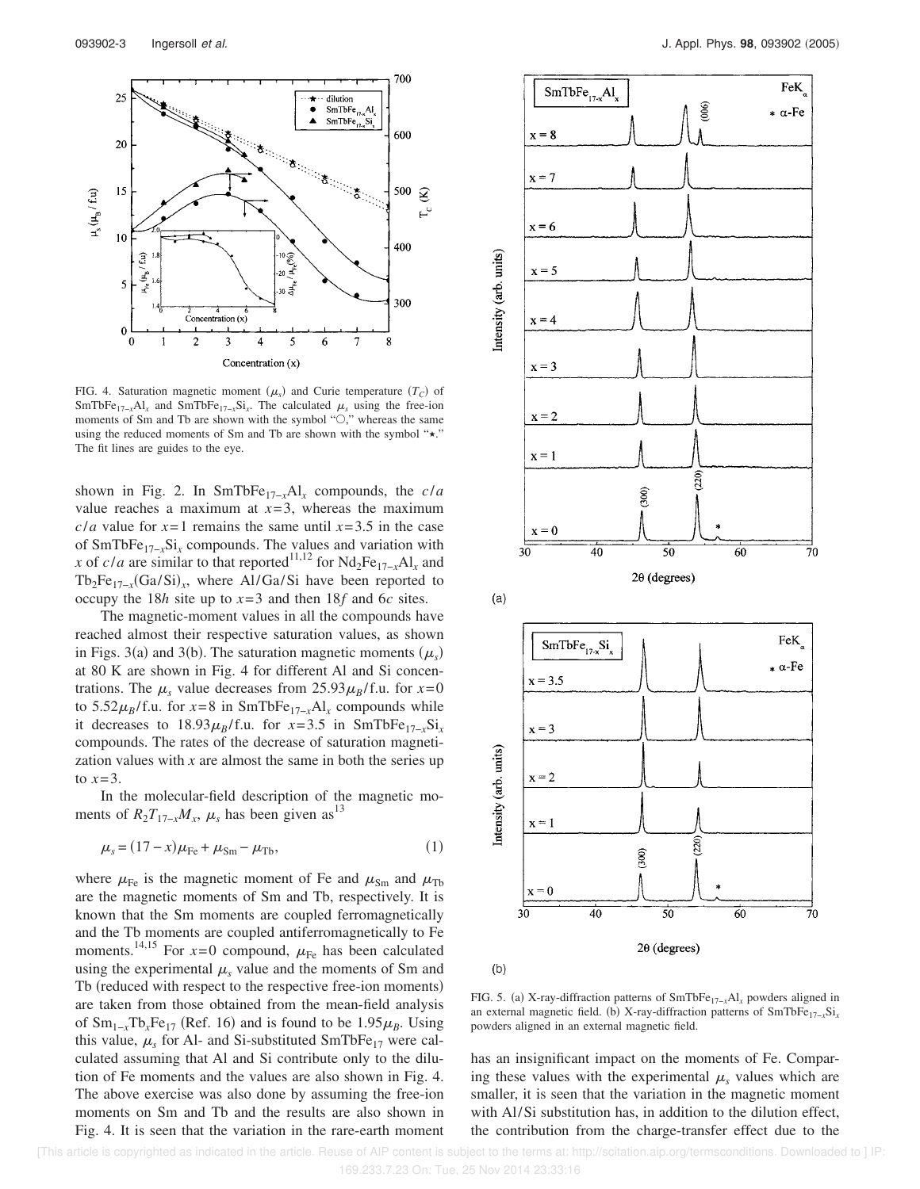FIG. 4. Saturation magnetic moment ($\mu_s$) and Curie temperature ($T_C$) of $SmTbFe_{17-x}Al_x$ and $SmTbFe_{17-x}Si_x$. The calculated $\mu_s$ using the free-ion moments of Sm and Tb are shown with the symbol "○," whereas the same using the reduced moments of Sm and Tb are shown with the symbol "★." The fit lines are guides to the eye.

shown in Fig. 2. In $SmTbFe_{17-x}Al_x$ compounds, the $c/a$ value reaches a maximum at $x=3$, whereas the maximum $c/a$ value for $x=1$ remains the same until $x=3.5$ in the case of $SmTbFe_{17-x}Si_x$ compounds. The values and variation with $x$ of $c/a$ are similar to that reported[11,12] for $Nd_2Fe_{17-x}Al_x$ and $Tb_2Fe_{17-x}(Ga/Si)_x$, where Al/Ga/Si have been reported to occupy the 18$h$ site up to $x=3$ and then 18$f$ and 6$c$ sites.

The magnetic-moment values in all the compounds have reached almost their respective saturation values, as shown in Figs. 3(a) and 3(b). The saturation magnetic moments ($\mu_s$) at 80 K are shown in Fig. 4 for different Al and Si concentrations. The $\mu_s$ value decreases from $25.93\mu_B$/f.u. for $x=0$ to $5.52\mu_B$/f.u. for $x=8$ in $SmTbFe_{17-x}Al_x$ compounds while it decreases to $18.93\mu_B$/f.u. for $x=3.5$ in $SmTbFe_{17-x}Si_x$ compounds. The rates of the decrease of saturation magnetization values with $x$ are almost the same in both the series up to $x=3$.

In the molecular-field description of the magnetic moments of $R_2T_{17-x}M_x$, $\mu_s$ has been given as[13]

$$\mu_s = (17-x)\mu_{Fe} + \mu_{Sm} - \mu_{Tb}, \tag{1}$$

where $\mu_{Fe}$ is the magnetic moment of Fe and $\mu_{Sm}$ and $\mu_{Tb}$ are the magnetic moments of Sm and Tb, respectively. It is known that the Sm moments are coupled ferromagnetically and the Tb moments are coupled antiferromagnetically to Fe moments.[14,15] For $x=0$ compound, $\mu_{Fe}$ has been calculated using the experimental $\mu_s$ value and the moments of Sm and Tb (reduced with respect to the respective free-ion moments) are taken from those obtained from the mean-field analysis of $Sm_{1-x}Tb_xFe_{17}$ (Ref. 16) and is found to be $1.95\mu_B$. Using this value, $\mu_s$ for Al- and Si-substituted $SmTbFe_{17}$ were calculated assuming that Al and Si contribute only to the dilution of Fe moments and the values are also shown in Fig. 4. The above exercise was also done by assuming the free-ion moments on Sm and Tb and the results are also shown in Fig. 4. It is seen that the variation in the rare-earth moment has an insignificant impact on the moments of Fe. Comparing these values with the experimental $\mu_s$ values which are smaller, it is seen that the variation in the magnetic moment with Al/Si substitution has, in addition to the dilution effect, the contribution from the charge-transfer effect due to the

FIG. 5. (a) X-ray-diffraction patterns of $SmTbFe_{17-x}Al_x$ powders aligned in an external magnetic field. (b) X-ray-diffraction patterns of $SmTbFe_{17-x}Si_x$ powders aligned in an external magnetic field.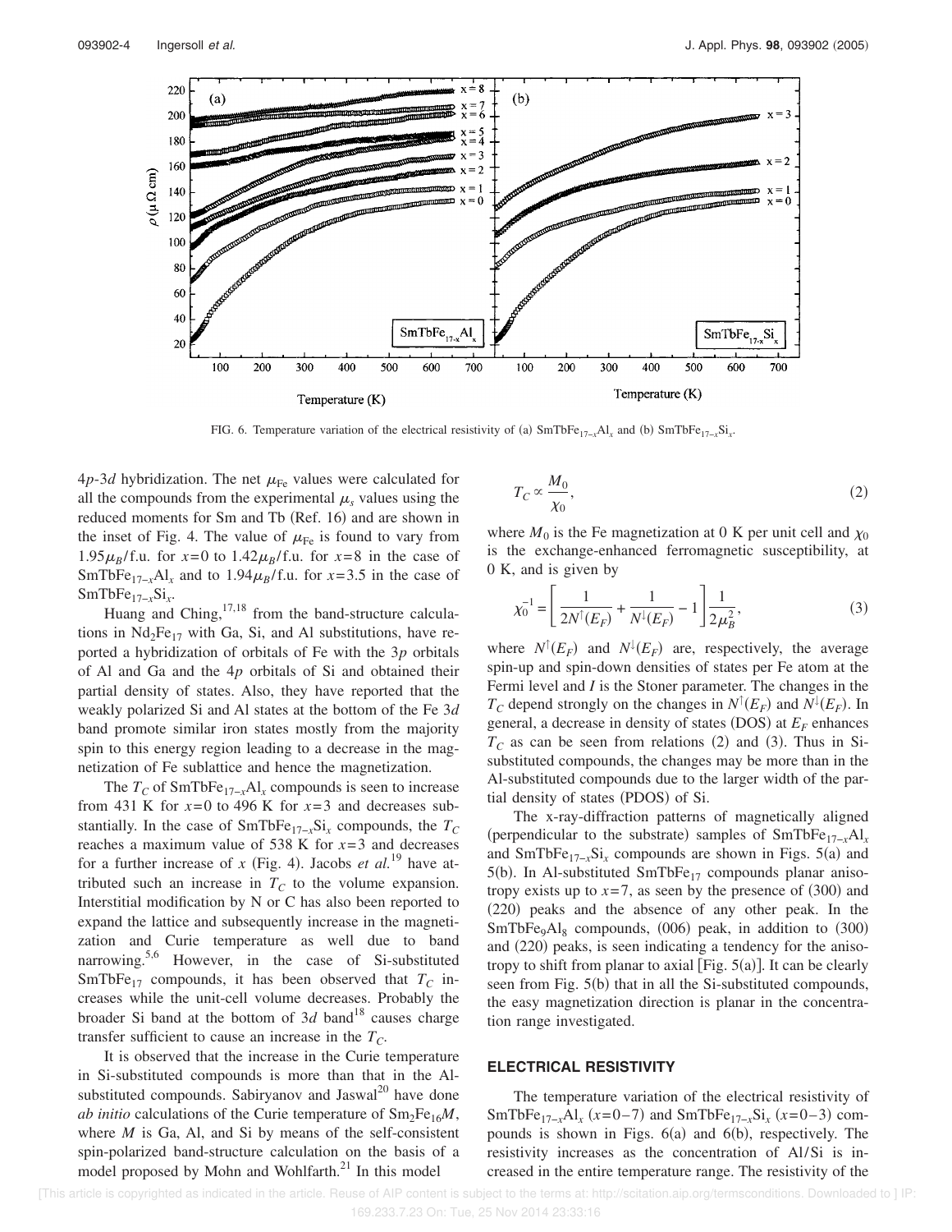FIG. 6. Temperature variation of the electrical resistivity of (a) $SmTbFe_{17-x}Al_x$ and (b) $SmTbFe_{17-x}Si_x$.

$4p$-$3d$ hybridization. The net $\mu_{Fe}$ values were calculated for all the compounds from the experimental $\mu_s$ values using the reduced moments for Sm and Tb (Ref. 16) and are shown in the inset of Fig. 4. The value of $\mu_{Fe}$ is found to vary from $1.95\mu_B$/f.u. for $x=0$ to $1.42\mu_B$/f.u. for $x=8$ in the case of $SmTbFe_{17-x}Al_x$ and to $1.94\mu_B$/f.u. for $x=3.5$ in the case of $SmTbFe_{17-x}Si_x$.

Huang and Ching,[17,18] from the band-structure calculations in $Nd_2Fe_{17}$ with Ga, Si, and Al substitutions, have reported a hybridization of orbitals of Fe with the $3p$ orbitals of Al and Ga and the $4p$ orbitals of Si and obtained their partial density of states. Also, they have reported that the weakly polarized Si and Al states at the bottom of the Fe $3d$ band promote similar iron states mostly from the majority spin to this energy region leading to a decrease in the magnetization of Fe sublattice and hence the magnetization.

The $T_C$ of $SmTbFe_{17-x}Al_x$ compounds is seen to increase from 431 K for $x=0$ to 496 K for $x=3$ and decreases substantially. In the case of $SmTbFe_{17-x}Si_x$ compounds, the $T_C$ reaches a maximum value of 538 K for $x=3$ and decreases for a further increase of $x$ (Fig. 4). Jacobs *et al.*[19] have attributed such an increase in $T_C$ to the volume expansion. Interstitial modification by N or C has also been reported to expand the lattice and subsequently increase in the magnetization and Curie temperature as well due to band narrowing.[5,6] However, in the case of Si-substituted $SmTbFe_{17}$ compounds, it has been observed that $T_C$ increases while the unit-cell volume decreases. Probably the broader Si band at the bottom of $3d$ band[18] causes charge transfer sufficient to cause an increase in the $T_C$.

It is observed that the increase in the Curie temperature in Si-substituted compounds is more than that in the Al-substituted compounds. Sabiryanov and Jaswal[20] have done *ab initio* calculations of the Curie temperature of $Sm_2Fe_{16}M$, where $M$ is Ga, Al, and Si by means of the self-consistent spin-polarized band-structure calculation on the basis of a model proposed by Mohn and Wohlfarth.[21] In this model

$$T_C \propto \frac{M_0}{\chi_0}, \tag{2}$$

where $M_0$ is the Fe magnetization at 0 K per unit cell and $\chi_0$ is the exchange-enhanced ferromagnetic susceptibility, at 0 K, and is given by

$$\chi_0^{-1} = \left[\frac{1}{2N^{\uparrow}(E_F)} + \frac{1}{N^{\downarrow}(E_F)} - 1\right]\frac{1}{2\mu_B^2}, \tag{3}$$

where $N^{\uparrow}(E_F)$ and $N^{\downarrow}(E_F)$ are, respectively, the average spin-up and spin-down densities of states per Fe atom at the Fermi level and $I$ is the Stoner parameter. The changes in the $T_C$ depend strongly on the changes in $N^{\uparrow}(E_F)$ and $N^{\downarrow}(E_F)$. In general, a decrease in density of states (DOS) at $E_F$ enhances $T_C$ as can be seen from relations (2) and (3). Thus in Si-substituted compounds, the changes may be more than in the Al-substituted compounds due to the larger width of the partial density of states (PDOS) of Si.

The x-ray-diffraction patterns of magnetically aligned (perpendicular to the substrate) samples of $SmTbFe_{17-x}Al_x$ and $SmTbFe_{17-x}Si_x$ compounds are shown in Figs. 5(a) and 5(b). In Al-substituted $SmTbFe_{17}$ compounds planar anisotropy exists up to $x=7$, as seen by the presence of (300) and (220) peaks and the absence of any other peak. In the $SmTbFe_9Al_8$ compounds, (006) peak, in addition to (300) and (220) peaks, is seen indicating a tendency for the anisotropy to shift from planar to axial [Fig. 5(a)]. It can be clearly seen from Fig. 5(b) that in all the Si-substituted compounds, the easy magnetization direction is planar in the concentration range investigated.

## ELECTRICAL RESISTIVITY

The temperature variation of the electrical resistivity of $SmTbFe_{17-x}Al_x$ ($x=0$–7) and $SmTbFe_{17-x}Si_x$ ($x=0$–3) compounds is shown in Figs. 6(a) and 6(b), respectively. The resistivity increases as the concentration of Al/Si is increased in the entire temperature range. The resistivity of the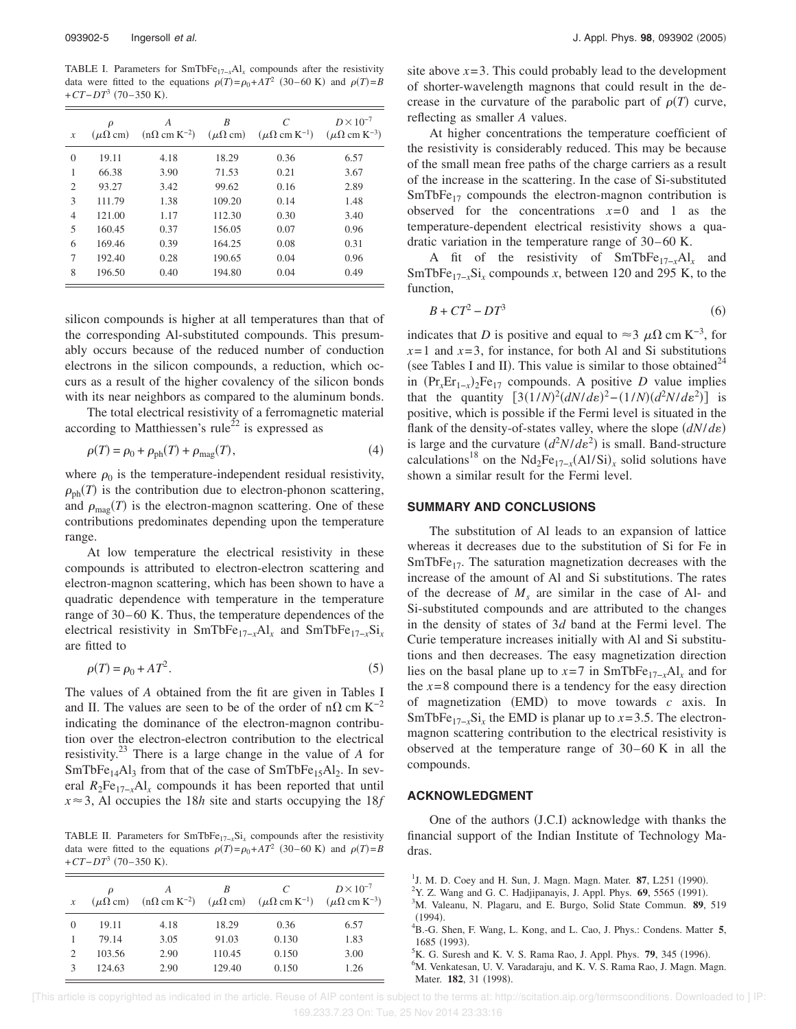TABLE I. Parameters for $SmTbFe_{17-x}Al_x$ compounds after the resistivity data were fitted to the equations $\rho(T)=\rho_0+AT^2$ (30–60 K) and $\rho(T)=B+CT-DT^3$ (70–350 K).

| $x$ | $\rho$ ($\mu\Omega$ cm) | $A$ (n$\Omega$ cm K$^{-2}$) | $B$ ($\mu\Omega$ cm) | $C$ ($\mu\Omega$ cm K$^{-1}$) | $D\times10^{-7}$ ($\mu\Omega$ cm K$^{-3}$) |
|---|---|---|---|---|---|
| 0 | 19.11 | 4.18 | 18.29 | 0.36 | 6.57 |
| 1 | 66.38 | 3.90 | 71.53 | 0.21 | 3.67 |
| 2 | 93.27 | 3.42 | 99.62 | 0.16 | 2.89 |
| 3 | 111.79 | 1.38 | 109.20 | 0.14 | 1.48 |
| 4 | 121.00 | 1.17 | 112.30 | 0.30 | 3.40 |
| 5 | 160.45 | 0.37 | 156.05 | 0.07 | 0.96 |
| 6 | 169.46 | 0.39 | 164.25 | 0.08 | 0.31 |
| 7 | 192.40 | 0.28 | 190.65 | 0.04 | 0.96 |
| 8 | 196.50 | 0.40 | 194.80 | 0.04 | 0.49 |

silicon compounds is higher at all temperatures than that of the corresponding Al-substituted compounds. This presumably occurs because of the reduced number of conduction electrons in the silicon compounds, a reduction, which occurs as a result of the higher covalency of the silicon bonds with its near neighbors as compared to the aluminum bonds.

The total electrical resistivity of a ferromagnetic material according to Matthiessen's rule[22] is expressed as

$$\rho(T)=\rho_0+\rho_{ph}(T)+\rho_{mag}(T), \tag{4}$$

where $\rho_0$ is the temperature-independent residual resistivity, $\rho_{ph}(T)$ is the contribution due to electron-phonon scattering, and $\rho_{mag}(T)$ is the electron-magnon scattering. One of these contributions predominates depending upon the temperature range.

At low temperature the electrical resistivity in these compounds is attributed to electron-electron scattering and electron-magnon scattering, which has been shown to have a quadratic dependence with temperature in the temperature range of 30–60 K. Thus, the temperature dependences of the electrical resistivity in $SmTbFe_{17-x}Al_x$ and $SmTbFe_{17-x}Si_x$ are fitted to

$$\rho(T)=\rho_0+AT^2. \tag{5}$$

The values of $A$ obtained from the fit are given in Tables I and II. The values are seen to be of the order of n$\Omega$ cm K$^{-2}$ indicating the dominance of the electron-magnon contribution over the electron-electron contribution to the electrical resistivity.[23] There is a large change in the value of $A$ for $SmTbFe_{14}Al_3$ from that of the case of $SmTbFe_{15}Al_2$. In several $R_2Fe_{17-x}Al_x$ compounds it has been reported that until $x\approx3$, Al occupies the 18$h$ site and starts occupying the 18$f$ site above $x=3$. This could probably lead to the development of shorter-wavelength magnons that could result in the decrease in the curvature of the parabolic part of $\rho(T)$ curve, reflecting as smaller $A$ values.

TABLE II. Parameters for $SmTbFe_{17-x}Si_x$ compounds after the resistivity data were fitted to the equations $\rho(T)=\rho_0+AT^2$ (30–60 K) and $\rho(T)=B+CT-DT^3$ (70–350 K).

| $x$ | $\rho$ ($\mu\Omega$ cm) | $A$ (n$\Omega$ cm K$^{-2}$) | $B$ ($\mu\Omega$ cm) | $C$ ($\mu\Omega$ cm K$^{-1}$) | $D\times10^{-7}$ ($\mu\Omega$ cm K$^{-3}$) |
|---|---|---|---|---|---|
| 0 | 19.11 | 4.18 | 18.29 | 0.36 | 6.57 |
| 1 | 79.14 | 3.05 | 91.03 | 0.130 | 1.83 |
| 2 | 103.56 | 2.90 | 110.45 | 0.150 | 3.00 |
| 3 | 124.63 | 2.90 | 129.40 | 0.150 | 1.26 |

At higher concentrations the temperature coefficient of the resistivity is considerably reduced. This may be because of the small mean free paths of the charge carriers as a result of the increase in the scattering. In the case of Si-substituted $SmTbFe_{17}$ compounds the electron-magnon contribution is observed for the concentrations $x=0$ and 1 as the temperature-dependent electrical resistivity shows a quadratic variation in the temperature range of 30–60 K.

A fit of the resistivity of $SmTbFe_{17-x}Al_x$ and $SmTbFe_{17-x}Si_x$ compounds $x$, between 120 and 295 K, to the function,

$$B+CT^2-DT^3 \tag{6}$$

indicates that $D$ is positive and equal to $\approx3$ $\mu\Omega$ cm K$^{-3}$, for $x=1$ and $x=3$, for instance, for both Al and Si substitutions (see Tables I and II). This value is similar to those obtained[24] in $(Pr_xEr_{1-x})_2Fe_{17}$ compounds. A positive $D$ value implies that the quantity $[3(1/N)^2(dN/d\varepsilon)^2-(1/N)(d^2N/d\varepsilon^2)]$ is positive, which is possible if the Fermi level is situated in the flank of the density-of-states valley, where the slope $(dN/d\varepsilon)$ is large and the curvature $(d^2N/d\varepsilon^2)$ is small. Band-structure calculations[18] on the $Nd_2Fe_{17-x}(Al/Si)_x$ solid solutions have shown a similar result for the Fermi level.

## SUMMARY AND CONCLUSIONS

The substitution of Al leads to an expansion of lattice whereas it decreases due to the substitution of Si for Fe in $SmTbFe_{17}$. The saturation magnetization decreases with the increase of the amount of Al and Si substitutions. The rates of the decrease of $M_s$ are similar in the case of Al- and Si-substituted compounds and are attributed to the changes in the density of states of 3$d$ band at the Fermi level. The Curie temperature increases initially with Al and Si substitutions and then decreases. The easy magnetization direction lies on the basal plane up to $x=7$ in $SmTbFe_{17-x}Al_x$ and for the $x=8$ compound there is a tendency for the easy direction of magnetization (EMD) to move towards $c$ axis. In $SmTbFe_{17-x}Si_x$ the EMD is planar up to $x=3.5$. The electron-magnon scattering contribution to the electrical resistivity is observed at the temperature range of 30–60 K in all the compounds.

## ACKNOWLEDGMENT

One of the authors (J.C.I) acknowledge with thanks the financial support of the Indian Institute of Technology Madras.

[1] J. M. D. Coey and H. Sun, J. Magn. Magn. Mater. **87**, L251 (1990).
[2] Y. Z. Wang and G. C. Hadjipanayis, J. Appl. Phys. **69**, 5565 (1991).
[3] M. Valeanu, N. Plagaru, and E. Burgo, Solid State Commun. **89**, 519 (1994).
[4] B.-G. Shen, F. Wang, L. Kong, and L. Cao, J. Phys.: Condens. Matter **5**, 1685 (1993).
[5] K. G. Suresh and K. V. S. Rama Rao, J. Appl. Phys. **79**, 345 (1996).
[6] M. Venkatesan, U. V. Varadaraju, and K. V. S. Rama Rao, J. Magn. Magn. Mater. **182**, 31 (1998).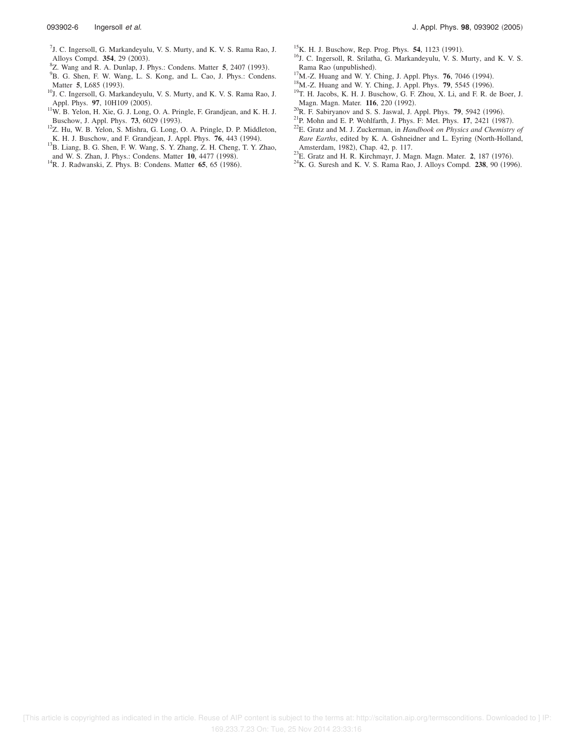[7] J. C. Ingersoll, G. Markandeyulu, V. S. Murty, and K. V. S. Rama Rao, J. Alloys Compd. **354**, 29 (2003).

[8] Z. Wang and R. A. Dunlap, J. Phys.: Condens. Matter **5**, 2407 (1993).

[9] B. G. Shen, F. W. Wang, L. S. Kong, and L. Cao, J. Phys.: Condens. Matter **5**, L685 (1993).

[10] J. C. Ingersoll, G. Markandeyulu, V. S. Murty, and K. V. S. Rama Rao, J. Appl. Phys. **97**, 10H109 (2005).

[11] W. B. Yelon, H. Xie, G. J. Long, O. A. Pringle, F. Grandjean, and K. H. J. Buschow, J. Appl. Phys. **73**, 6029 (1993).

[12] Z. Hu, W. B. Yelon, S. Mishra, G. Long, O. A. Pringle, D. P. Middleton, K. H. J. Buschow, and F. Grandjean, J. Appl. Phys. **76**, 443 (1994).

[13] B. Liang, B. G. Shen, F. W. Wang, S. Y. Zhang, Z. H. Cheng, T. Y. Zhao, and W. S. Zhan, J. Phys.: Condens. Matter **10**, 4477 (1998).

[14] R. J. Radwanski, Z. Phys. B: Condens. Matter **65**, 65 (1986).

[15] K. H. J. Buschow, Rep. Prog. Phys. **54**, 1123 (1991).

[16] J. C. Ingersoll, R. Srilatha, G. Markandeyulu, V. S. Murty, and K. V. S. Rama Rao (unpublished).

[17] M.-Z. Huang and W. Y. Ching, J. Appl. Phys. **76**, 7046 (1994).

[18] M.-Z. Huang and W. Y. Ching, J. Appl. Phys. **79**, 5545 (1996).

[19] T. H. Jacobs, K. H. J. Buschow, G. F. Zhou, X. Li, and F. R. de Boer, J. Magn. Magn. Mater. **116**, 220 (1992).

[20] R. F. Sabiryanov and S. S. Jaswal, J. Appl. Phys. **79**, 5942 (1996).

[21] P. Mohn and E. P. Wohlfarth, J. Phys. F: Met. Phys. **17**, 2421 (1987).

[22] E. Gratz and M. J. Zuckerman, in *Handbook on Physics and Chemistry of Rare Earths*, edited by K. A. Gshneidner and L. Eyring (North-Holland, Amsterdam, 1982), Chap. 42, p. 117.

[23] E. Gratz and H. R. Kirchmayr, J. Magn. Magn. Mater. **2**, 187 (1976).

[24] K. G. Suresh and K. V. S. Rama Rao, J. Alloys Compd. **238**, 90 (1996).